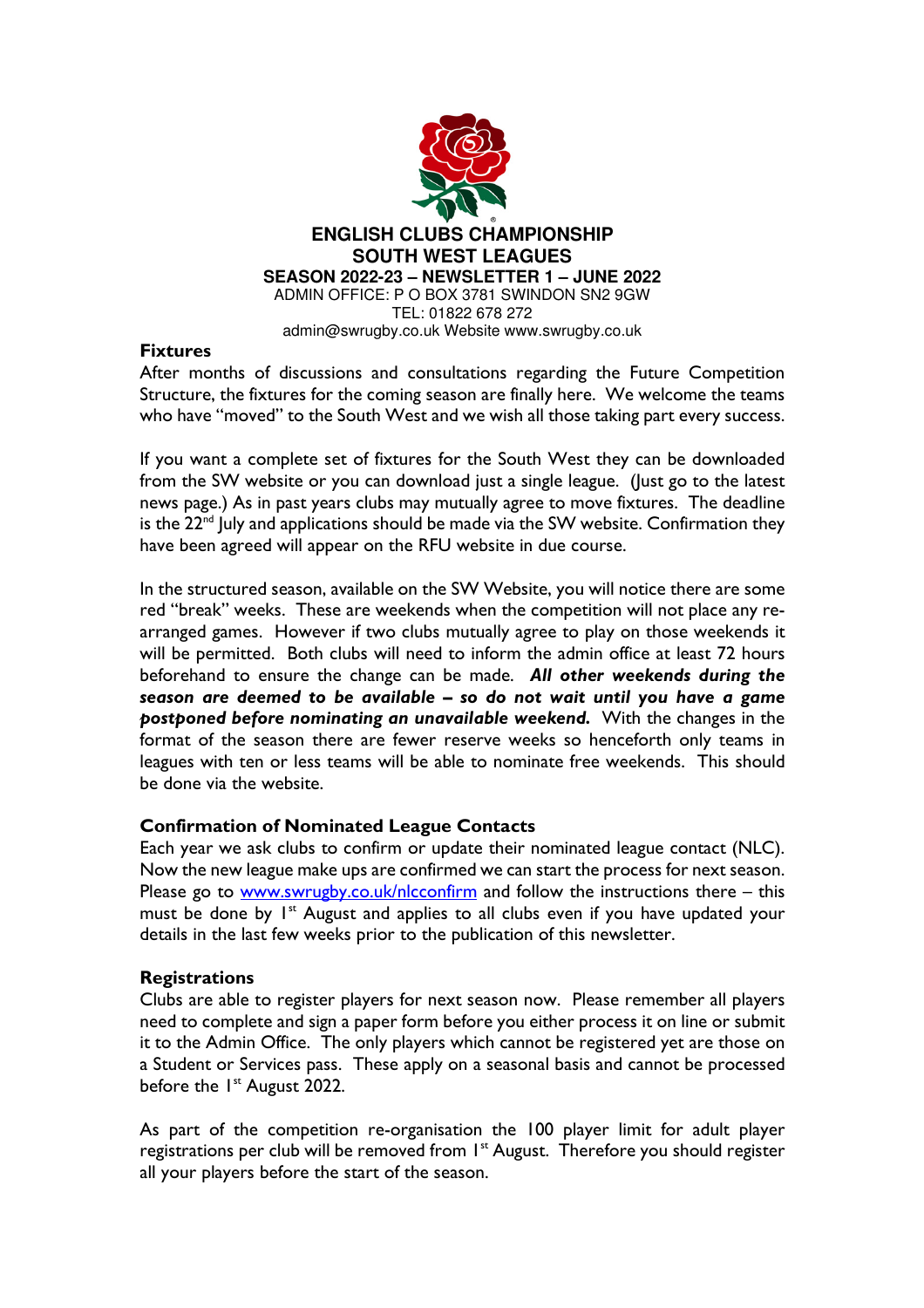# ENGLISH CLUBS CHAMPIONSHIP
## SOUTH WEST LEAGUES
### SEASON 2022-23 – NEWSLETTER 1 – JUNE 2022

ADMIN OFFICE: P O BOX 3781 SWINDON SN2 9GW
TEL: 01822 678 272
admin@swrugby.co.uk Website www.swrugby.co.uk

## Fixtures

After months of discussions and consultations regarding the Future Competition Structure, the fixtures for the coming season are finally here. We welcome the teams who have "moved" to the South West and we wish all those taking part every success.

If you want a complete set of fixtures for the South West they can be downloaded from the SW website or you can download just a single league. (Just go to the latest news page.) As in past years clubs may mutually agree to move fixtures. The deadline is the 22nd July and applications should be made via the SW website. Confirmation they have been agreed will appear on the RFU website in due course.

In the structured season, available on the SW Website, you will notice there are some red "break" weeks. These are weekends when the competition will not place any re-arranged games. However if two clubs mutually agree to play on those weekends it will be permitted. Both clubs will need to inform the admin office at least 72 hours beforehand to ensure the change can be made. ***All other weekends during the season are deemed to be available – so do not wait until you have a game postponed before nominating an unavailable weekend.*** With the changes in the format of the season there are fewer reserve weeks so henceforth only teams in leagues with ten or less teams will be able to nominate free weekends. This should be done via the website.

## Confirmation of Nominated League Contacts

Each year we ask clubs to confirm or update their nominated league contact (NLC). Now the new league make ups are confirmed we can start the process for next season. Please go to www.swrugby.co.uk/nlcconfirm and follow the instructions there – this must be done by 1st August and applies to all clubs even if you have updated your details in the last few weeks prior to the publication of this newsletter.

## Registrations

Clubs are able to register players for next season now. Please remember all players need to complete and sign a paper form before you either process it on line or submit it to the Admin Office. The only players which cannot be registered yet are those on a Student or Services pass. These apply on a seasonal basis and cannot be processed before the 1st August 2022.

As part of the competition re-organisation the 100 player limit for adult player registrations per club will be removed from 1st August. Therefore you should register all your players before the start of the season.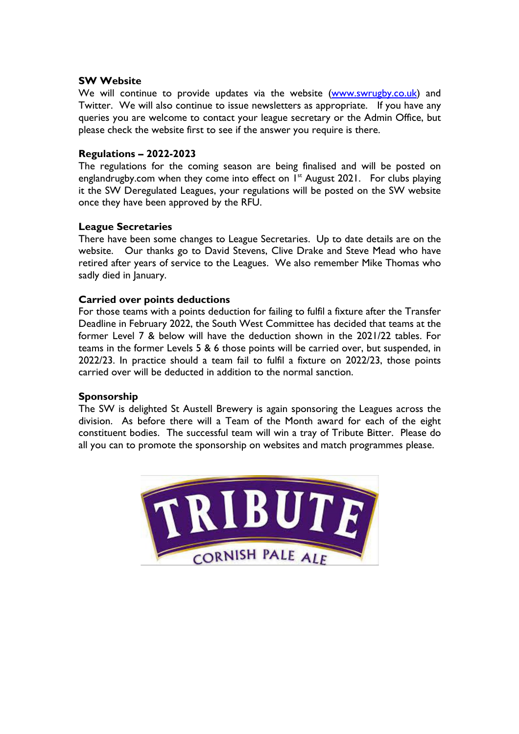**SW Website**

We will continue to provide updates via the website (www.swrugby.co.uk) and Twitter. We will also continue to issue newsletters as appropriate. If you have any queries you are welcome to contact your league secretary or the Admin Office, but please check the website first to see if the answer you require is there.

**Regulations – 2022-2023**

The regulations for the coming season are being finalised and will be posted on englandrugby.com when they come into effect on 1st August 2021. For clubs playing it the SW Deregulated Leagues, your regulations will be posted on the SW website once they have been approved by the RFU.

**League Secretaries**

There have been some changes to League Secretaries. Up to date details are on the website. Our thanks go to David Stevens, Clive Drake and Steve Mead who have retired after years of service to the Leagues. We also remember Mike Thomas who sadly died in January.

**Carried over points deductions**

For those teams with a points deduction for failing to fulfil a fixture after the Transfer Deadline in February 2022, the South West Committee has decided that teams at the former Level 7 & below will have the deduction shown in the 2021/22 tables. For teams in the former Levels 5 & 6 those points will be carried over, but suspended, in 2022/23. In practice should a team fail to fulfil a fixture on 2022/23, those points carried over will be deducted in addition to the normal sanction.

**Sponsorship**

The SW is delighted St Austell Brewery is again sponsoring the Leagues across the division. As before there will a Team of the Month award for each of the eight constituent bodies. The successful team will win a tray of Tribute Bitter. Please do all you can to promote the sponsorship on websites and match programmes please.

TRIBUTE
CORNISH PALE ALE